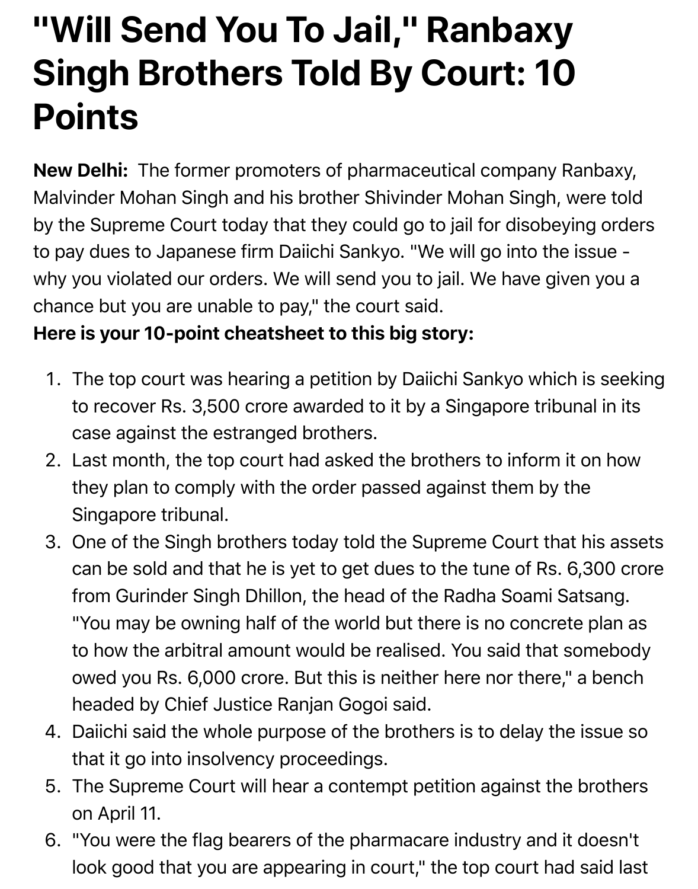# "Will Send You To Jail," Ranbaxy Singh Brothers Told By Court: 10 Points

**New Delhi:** The former promoters of pharmaceutical company Ranbaxy, Malvinder Mohan Singh and his brother Shivinder Mohan Singh, were told by the Supreme Court today that they could go to jail for disobeying orders to pay dues to Japanese firm Daiichi Sankyo. "We will go into the issue - why you violated our orders. We will send you to jail. We have given you a chance but you are unable to pay," the court said.

**Here is your 10-point cheatsheet to this big story:**

1. The top court was hearing a petition by Daiichi Sankyo which is seeking to recover Rs. 3,500 crore awarded to it by a Singapore tribunal in its case against the estranged brothers.
2. Last month, the top court had asked the brothers to inform it on how they plan to comply with the order passed against them by the Singapore tribunal.
3. One of the Singh brothers today told the Supreme Court that his assets can be sold and that he is yet to get dues to the tune of Rs. 6,300 crore from Gurinder Singh Dhillon, the head of the Radha Soami Satsang. "You may be owning half of the world but there is no concrete plan as to how the arbitral amount would be realised. You said that somebody owed you Rs. 6,000 crore. But this is neither here nor there," a bench headed by Chief Justice Ranjan Gogoi said.
4. Daiichi said the whole purpose of the brothers is to delay the issue so that it go into insolvency proceedings.
5. The Supreme Court will hear a contempt petition against the brothers on April 11.
6. "You were the flag bearers of the pharmacare industry and it doesn't look good that you are appearing in court," the top court had said last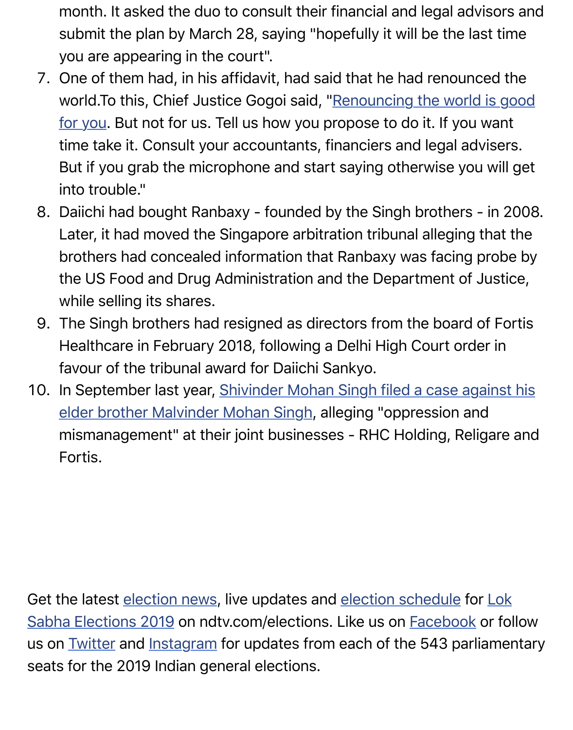month. It asked the duo to consult their financial and legal advisors and submit the plan by March 28, saying "hopefully it will be the last time you are appearing in the court".

7. One of them had, in his affidavit, had said that he had renounced the world.To this, Chief Justice Gogoi said, "Renouncing the world is good for you. But not for us. Tell us how you propose to do it. If you want time take it. Consult your accountants, financiers and legal advisers. But if you grab the microphone and start saying otherwise you will get into trouble."
8. Daiichi had bought Ranbaxy - founded by the Singh brothers - in 2008. Later, it had moved the Singapore arbitration tribunal alleging that the brothers had concealed information that Ranbaxy was facing probe by the US Food and Drug Administration and the Department of Justice, while selling its shares.
9. The Singh brothers had resigned as directors from the board of Fortis Healthcare in February 2018, following a Delhi High Court order in favour of the tribunal award for Daiichi Sankyo.
10. In September last year, Shivinder Mohan Singh filed a case against his elder brother Malvinder Mohan Singh, alleging "oppression and mismanagement" at their joint businesses - RHC Holding, Religare and Fortis.

Get the latest election news, live updates and election schedule for Lok Sabha Elections 2019 on ndtv.com/elections. Like us on Facebook or follow us on Twitter and Instagram for updates from each of the 543 parliamentary seats for the 2019 Indian general elections.